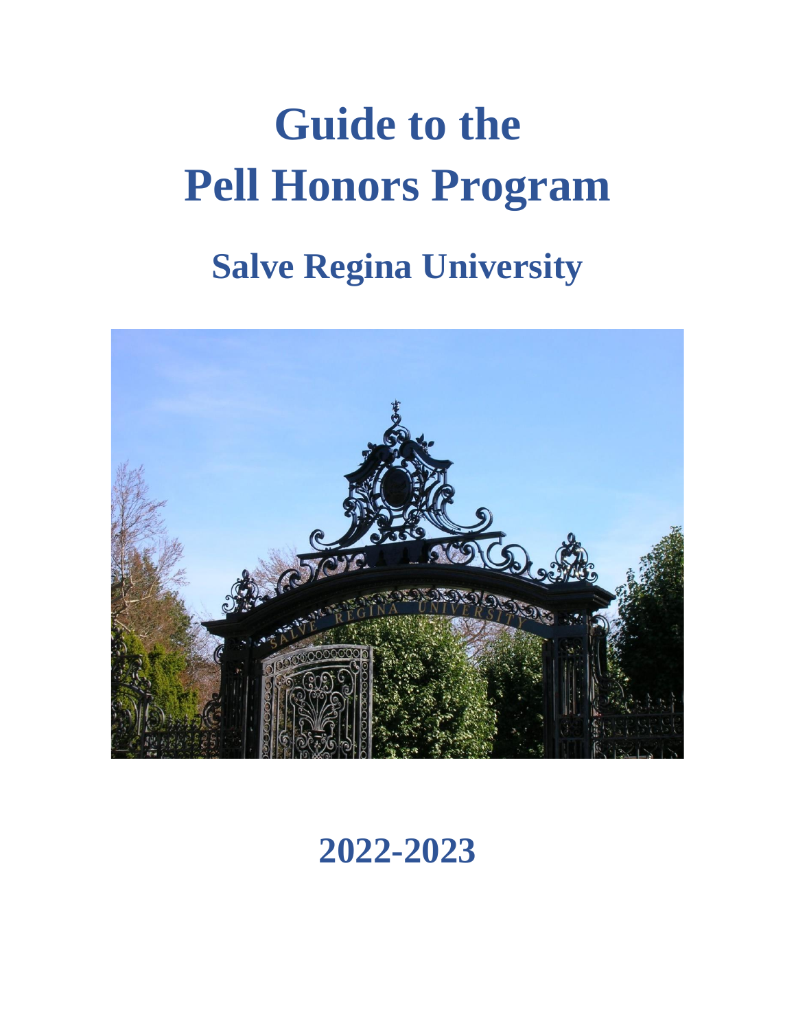# Guide to the Pell Honors Program

## Salve Regina University

## 2022-2023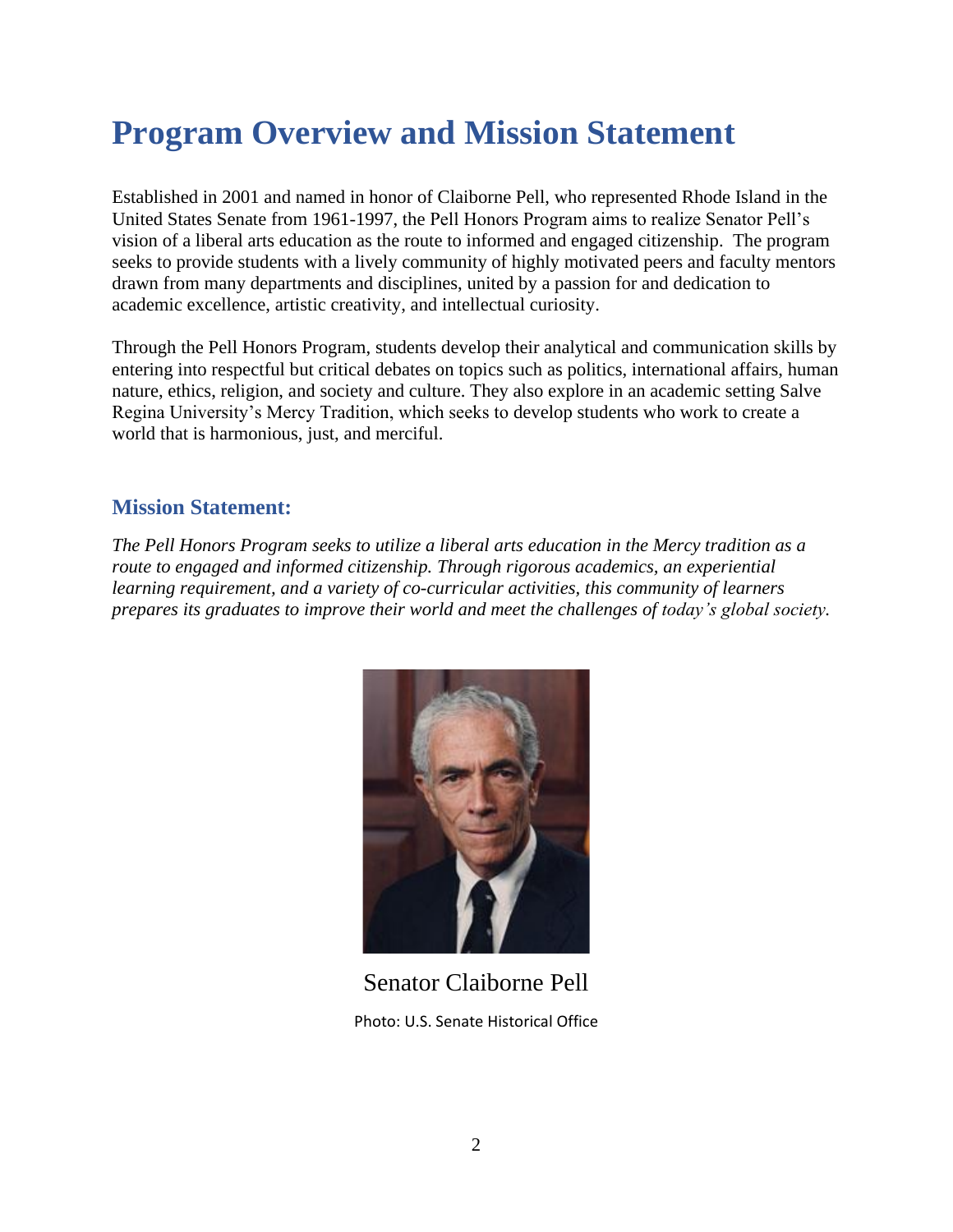# Program Overview and Mission Statement

Established in 2001 and named in honor of Claiborne Pell, who represented Rhode Island in the United States Senate from 1961-1997, the Pell Honors Program aims to realize Senator Pell's vision of a liberal arts education as the route to informed and engaged citizenship. The program seeks to provide students with a lively community of highly motivated peers and faculty mentors drawn from many departments and disciplines, united by a passion for and dedication to academic excellence, artistic creativity, and intellectual curiosity.

Through the Pell Honors Program, students develop their analytical and communication skills by entering into respectful but critical debates on topics such as politics, international affairs, human nature, ethics, religion, and society and culture. They also explore in an academic setting Salve Regina University's Mercy Tradition, which seeks to develop students who work to create a world that is harmonious, just, and merciful.

## Mission Statement:

*The Pell Honors Program seeks to utilize a liberal arts education in the Mercy tradition as a route to engaged and informed citizenship. Through rigorous academics, an experiential learning requirement, and a variety of co-curricular activities, this community of learners prepares its graduates to improve their world and meet the challenges of today's global society.*

Senator Claiborne Pell

Photo: U.S. Senate Historical Office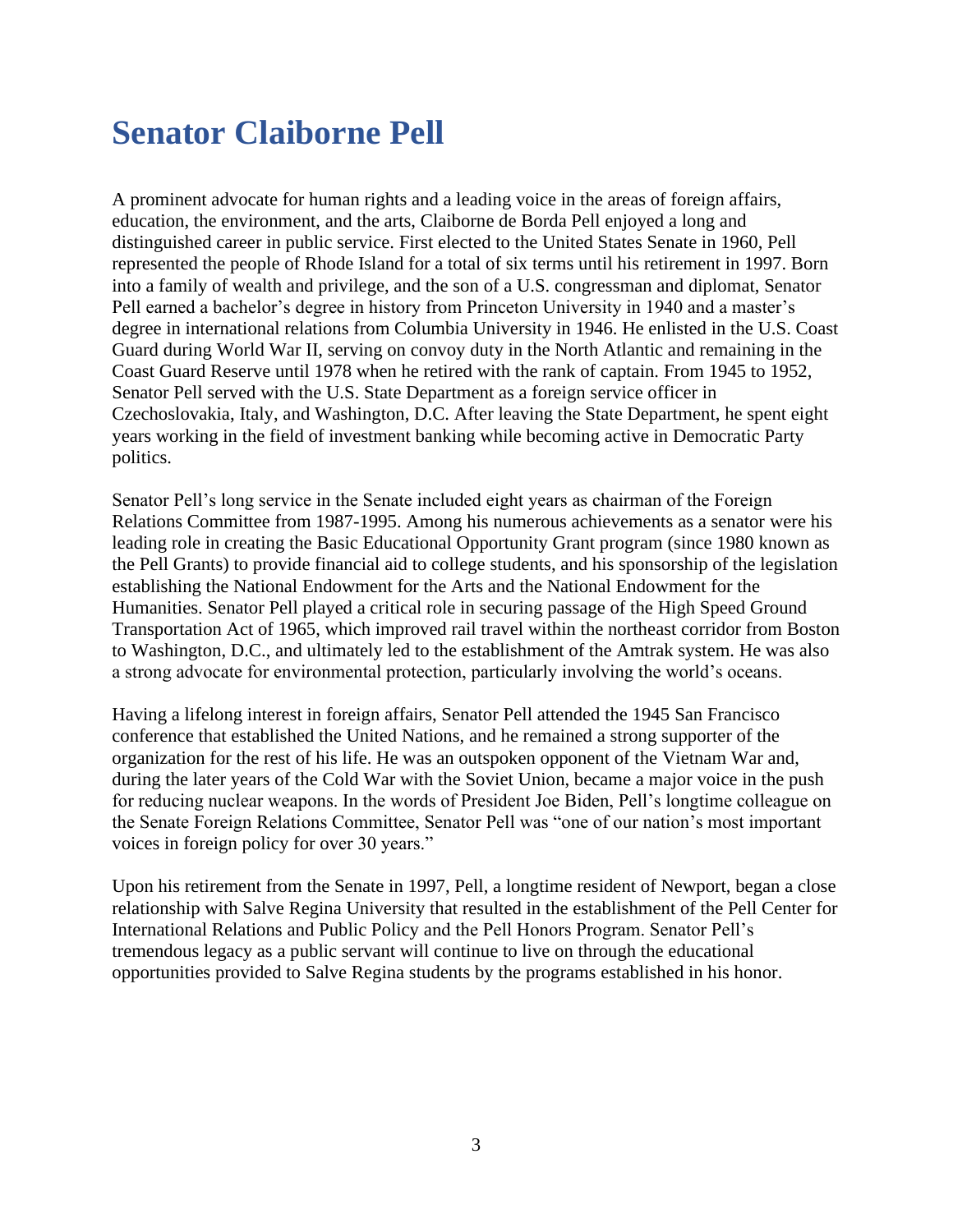# Senator Claiborne Pell

A prominent advocate for human rights and a leading voice in the areas of foreign affairs, education, the environment, and the arts, Claiborne de Borda Pell enjoyed a long and distinguished career in public service. First elected to the United States Senate in 1960, Pell represented the people of Rhode Island for a total of six terms until his retirement in 1997. Born into a family of wealth and privilege, and the son of a U.S. congressman and diplomat, Senator Pell earned a bachelor's degree in history from Princeton University in 1940 and a master's degree in international relations from Columbia University in 1946. He enlisted in the U.S. Coast Guard during World War II, serving on convoy duty in the North Atlantic and remaining in the Coast Guard Reserve until 1978 when he retired with the rank of captain. From 1945 to 1952, Senator Pell served with the U.S. State Department as a foreign service officer in Czechoslovakia, Italy, and Washington, D.C. After leaving the State Department, he spent eight years working in the field of investment banking while becoming active in Democratic Party politics.

Senator Pell's long service in the Senate included eight years as chairman of the Foreign Relations Committee from 1987-1995. Among his numerous achievements as a senator were his leading role in creating the Basic Educational Opportunity Grant program (since 1980 known as the Pell Grants) to provide financial aid to college students, and his sponsorship of the legislation establishing the National Endowment for the Arts and the National Endowment for the Humanities. Senator Pell played a critical role in securing passage of the High Speed Ground Transportation Act of 1965, which improved rail travel within the northeast corridor from Boston to Washington, D.C., and ultimately led to the establishment of the Amtrak system. He was also a strong advocate for environmental protection, particularly involving the world's oceans.

Having a lifelong interest in foreign affairs, Senator Pell attended the 1945 San Francisco conference that established the United Nations, and he remained a strong supporter of the organization for the rest of his life. He was an outspoken opponent of the Vietnam War and, during the later years of the Cold War with the Soviet Union, became a major voice in the push for reducing nuclear weapons. In the words of President Joe Biden, Pell's longtime colleague on the Senate Foreign Relations Committee, Senator Pell was "one of our nation's most important voices in foreign policy for over 30 years."

Upon his retirement from the Senate in 1997, Pell, a longtime resident of Newport, began a close relationship with Salve Regina University that resulted in the establishment of the Pell Center for International Relations and Public Policy and the Pell Honors Program. Senator Pell's tremendous legacy as a public servant will continue to live on through the educational opportunities provided to Salve Regina students by the programs established in his honor.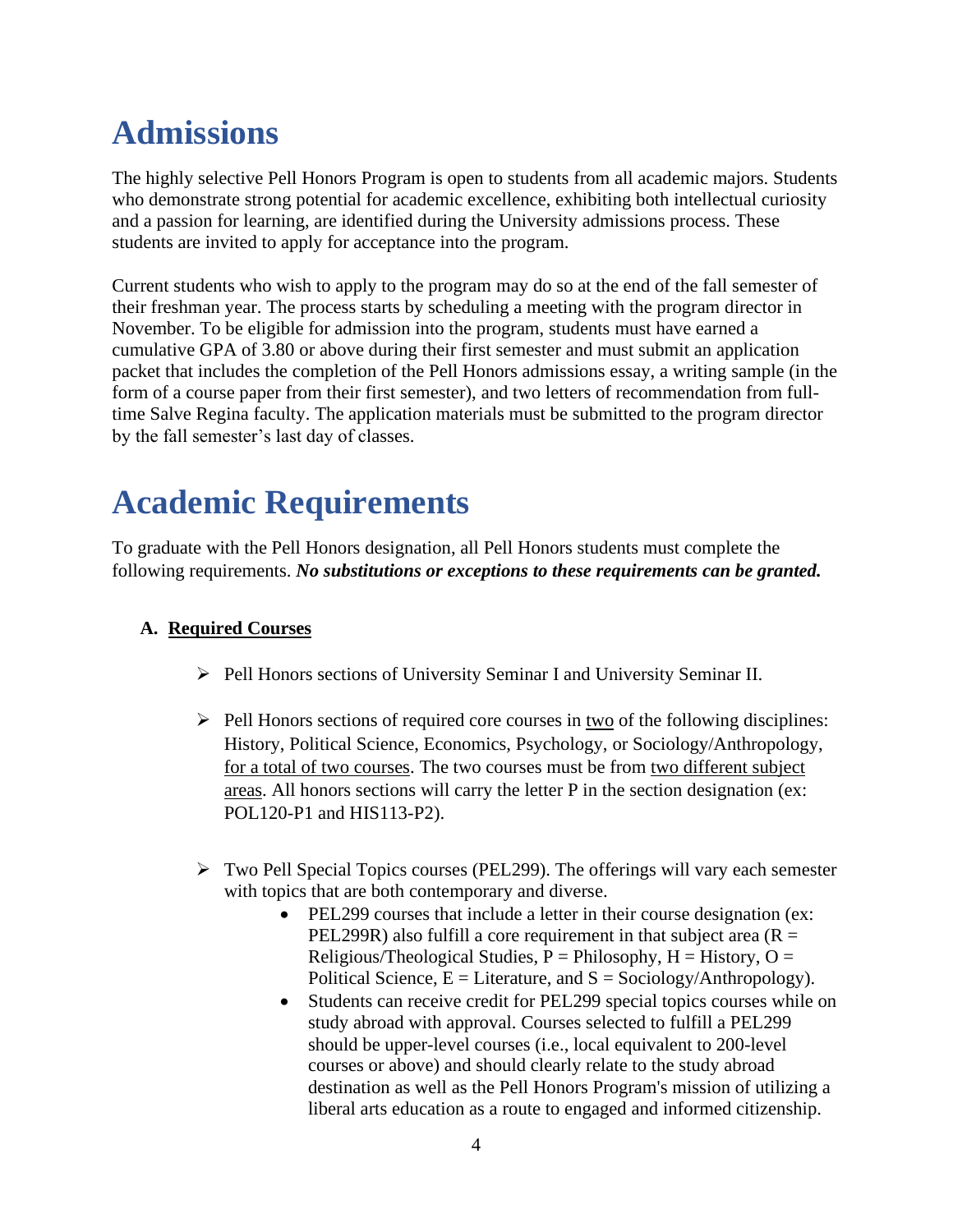# Admissions

The highly selective Pell Honors Program is open to students from all academic majors. Students who demonstrate strong potential for academic excellence, exhibiting both intellectual curiosity and a passion for learning, are identified during the University admissions process. These students are invited to apply for acceptance into the program.

Current students who wish to apply to the program may do so at the end of the fall semester of their freshman year. The process starts by scheduling a meeting with the program director in November. To be eligible for admission into the program, students must have earned a cumulative GPA of 3.80 or above during their first semester and must submit an application packet that includes the completion of the Pell Honors admissions essay, a writing sample (in the form of a course paper from their first semester), and two letters of recommendation from full-time Salve Regina faculty. The application materials must be submitted to the program director by the fall semester's last day of classes.

# Academic Requirements

To graduate with the Pell Honors designation, all Pell Honors students must complete the following requirements. ***No substitutions or exceptions to these requirements can be granted.***

**A. Required Courses**

- Pell Honors sections of University Seminar I and University Seminar II.
- Pell Honors sections of required core courses in two of the following disciplines: History, Political Science, Economics, Psychology, or Sociology/Anthropology, for a total of two courses. The two courses must be from two different subject areas. All honors sections will carry the letter P in the section designation (ex: POL120-P1 and HIS113-P2).
- Two Pell Special Topics courses (PEL299). The offerings will vary each semester with topics that are both contemporary and diverse.
    - PEL299 courses that include a letter in their course designation (ex: PEL299R) also fulfill a core requirement in that subject area (R = Religious/Theological Studies, P = Philosophy, H = History, O = Political Science, E = Literature, and S = Sociology/Anthropology).
    - Students can receive credit for PEL299 special topics courses while on study abroad with approval. Courses selected to fulfill a PEL299 should be upper-level courses (i.e., local equivalent to 200-level courses or above) and should clearly relate to the study abroad destination as well as the Pell Honors Program's mission of utilizing a liberal arts education as a route to engaged and informed citizenship.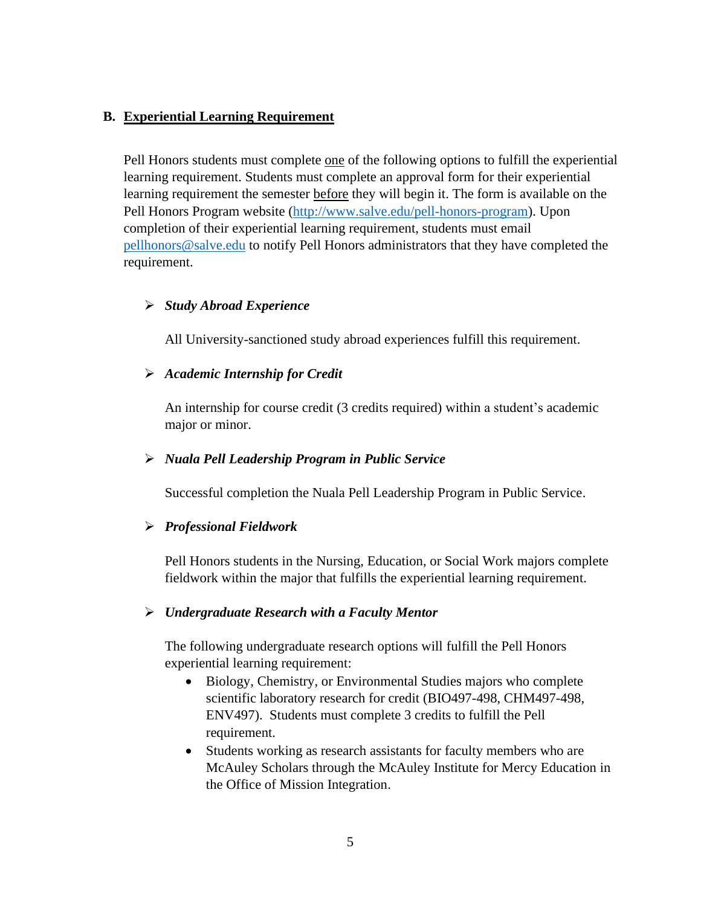## B. Experiential Learning Requirement

Pell Honors students must complete one of the following options to fulfill the experiential learning requirement. Students must complete an approval form for their experiential learning requirement the semester before they will begin it. The form is available on the Pell Honors Program website (http://www.salve.edu/pell-honors-program). Upon completion of their experiential learning requirement, students must email pellhonors@salve.edu to notify Pell Honors administrators that they have completed the requirement.

- ***Study Abroad Experience***

  All University-sanctioned study abroad experiences fulfill this requirement.

- ***Academic Internship for Credit***

  An internship for course credit (3 credits required) within a student's academic major or minor.

- ***Nuala Pell Leadership Program in Public Service***

  Successful completion the Nuala Pell Leadership Program in Public Service.

- ***Professional Fieldwork***

  Pell Honors students in the Nursing, Education, or Social Work majors complete fieldwork within the major that fulfills the experiential learning requirement.

- ***Undergraduate Research with a Faculty Mentor***

  The following undergraduate research options will fulfill the Pell Honors experiential learning requirement:
  - Biology, Chemistry, or Environmental Studies majors who complete scientific laboratory research for credit (BIO497-498, CHM497-498, ENV497). Students must complete 3 credits to fulfill the Pell requirement.
  - Students working as research assistants for faculty members who are McAuley Scholars through the McAuley Institute for Mercy Education in the Office of Mission Integration.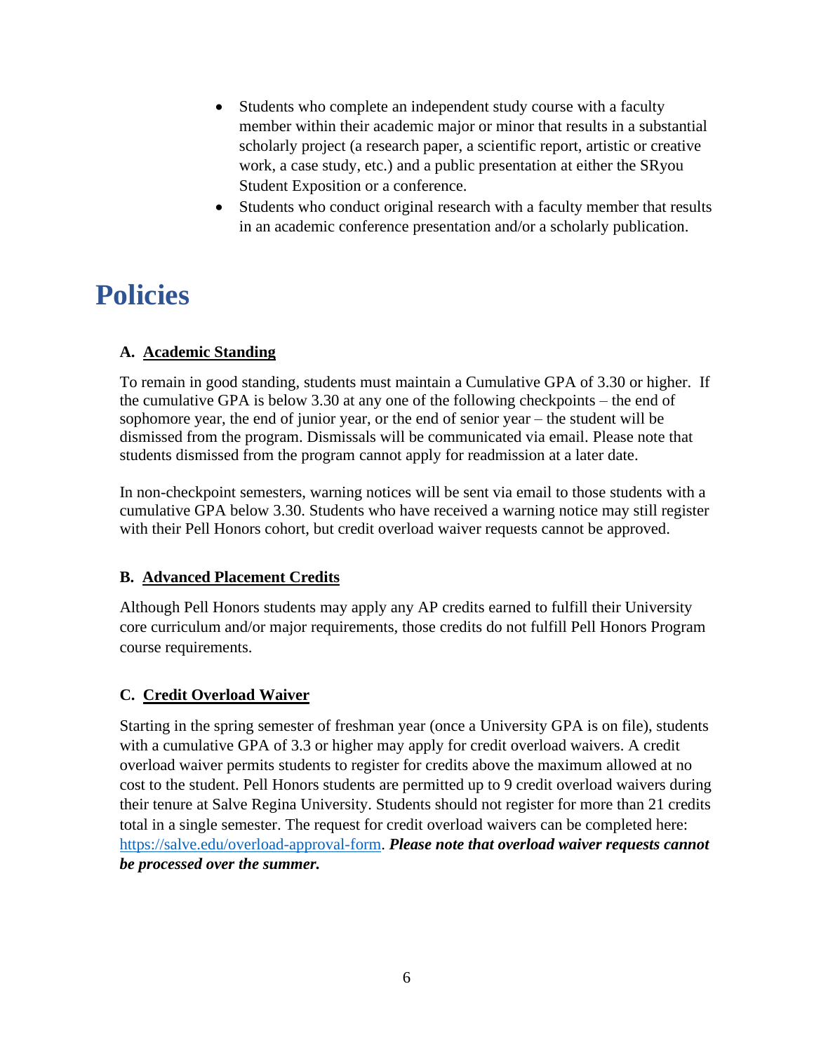- Students who complete an independent study course with a faculty member within their academic major or minor that results in a substantial scholarly project (a research paper, a scientific report, artistic or creative work, a case study, etc.) and a public presentation at either the SRyou Student Exposition or a conference.
- Students who conduct original research with a faculty member that results in an academic conference presentation and/or a scholarly publication.

# Policies

### A. Academic Standing

To remain in good standing, students must maintain a Cumulative GPA of 3.30 or higher. If the cumulative GPA is below 3.30 at any one of the following checkpoints – the end of sophomore year, the end of junior year, or the end of senior year – the student will be dismissed from the program. Dismissals will be communicated via email. Please note that students dismissed from the program cannot apply for readmission at a later date.

In non-checkpoint semesters, warning notices will be sent via email to those students with a cumulative GPA below 3.30. Students who have received a warning notice may still register with their Pell Honors cohort, but credit overload waiver requests cannot be approved.

### B. Advanced Placement Credits

Although Pell Honors students may apply any AP credits earned to fulfill their University core curriculum and/or major requirements, those credits do not fulfill Pell Honors Program course requirements.

### C. Credit Overload Waiver

Starting in the spring semester of freshman year (once a University GPA is on file), students with a cumulative GPA of 3.3 or higher may apply for credit overload waivers. A credit overload waiver permits students to register for credits above the maximum allowed at no cost to the student. Pell Honors students are permitted up to 9 credit overload waivers during their tenure at Salve Regina University. Students should not register for more than 21 credits total in a single semester. The request for credit overload waivers can be completed here: https://salve.edu/overload-approval-form. ***Please note that overload waiver requests cannot be processed over the summer.***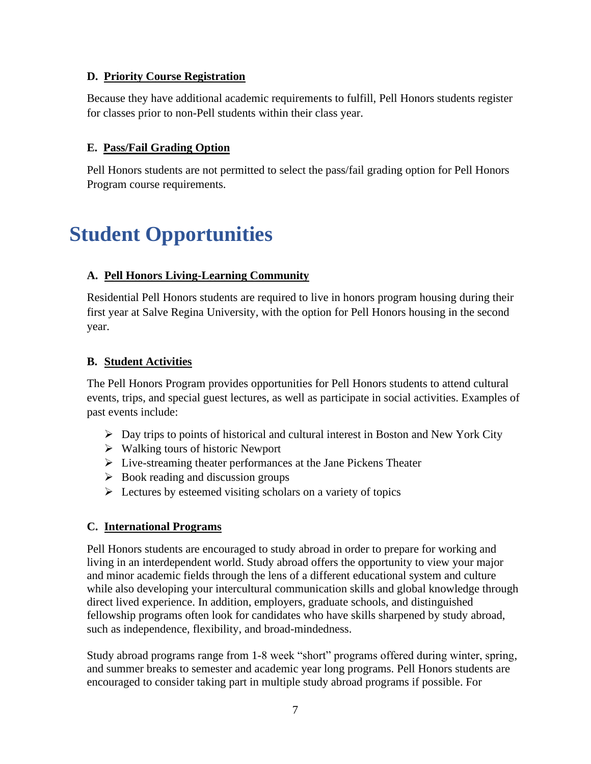### D. Priority Course Registration

Because they have additional academic requirements to fulfill, Pell Honors students register for classes prior to non-Pell students within their class year.

### E. Pass/Fail Grading Option

Pell Honors students are not permitted to select the pass/fail grading option for Pell Honors Program course requirements.

# Student Opportunities

### A. Pell Honors Living-Learning Community

Residential Pell Honors students are required to live in honors program housing during their first year at Salve Regina University, with the option for Pell Honors housing in the second year.

### B. Student Activities

The Pell Honors Program provides opportunities for Pell Honors students to attend cultural events, trips, and special guest lectures, as well as participate in social activities. Examples of past events include:

- Day trips to points of historical and cultural interest in Boston and New York City
- Walking tours of historic Newport
- Live-streaming theater performances at the Jane Pickens Theater
- Book reading and discussion groups
- Lectures by esteemed visiting scholars on a variety of topics

### C. International Programs

Pell Honors students are encouraged to study abroad in order to prepare for working and living in an interdependent world. Study abroad offers the opportunity to view your major and minor academic fields through the lens of a different educational system and culture while also developing your intercultural communication skills and global knowledge through direct lived experience. In addition, employers, graduate schools, and distinguished fellowship programs often look for candidates who have skills sharpened by study abroad, such as independence, flexibility, and broad-mindedness.

Study abroad programs range from 1-8 week "short" programs offered during winter, spring, and summer breaks to semester and academic year long programs. Pell Honors students are encouraged to consider taking part in multiple study abroad programs if possible. For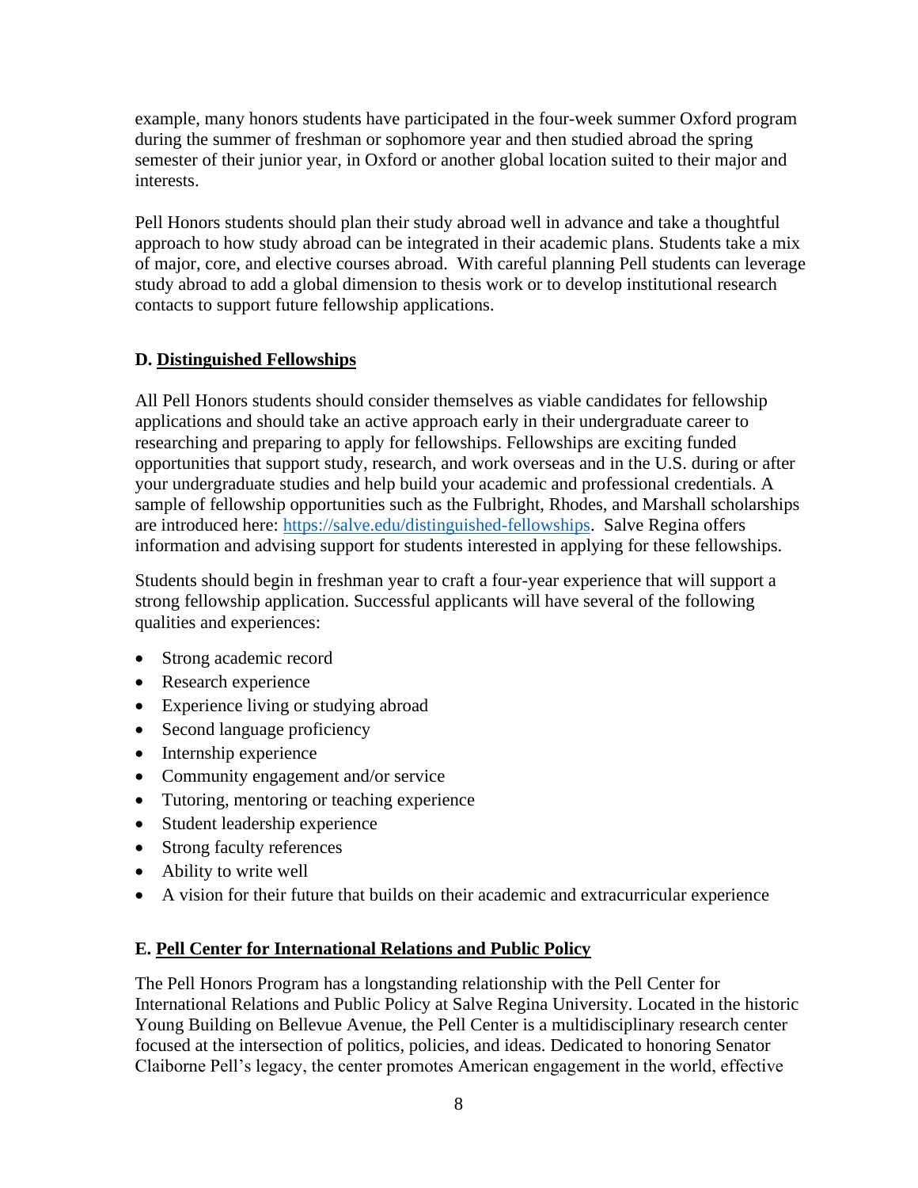example, many honors students have participated in the four-week summer Oxford program during the summer of freshman or sophomore year and then studied abroad the spring semester of their junior year, in Oxford or another global location suited to their major and interests.

Pell Honors students should plan their study abroad well in advance and take a thoughtful approach to how study abroad can be integrated in their academic plans. Students take a mix of major, core, and elective courses abroad. With careful planning Pell students can leverage study abroad to add a global dimension to thesis work or to develop institutional research contacts to support future fellowship applications.

### D. Distinguished Fellowships

All Pell Honors students should consider themselves as viable candidates for fellowship applications and should take an active approach early in their undergraduate career to researching and preparing to apply for fellowships. Fellowships are exciting funded opportunities that support study, research, and work overseas and in the U.S. during or after your undergraduate studies and help build your academic and professional credentials. A sample of fellowship opportunities such as the Fulbright, Rhodes, and Marshall scholarships are introduced here: [https://salve.edu/distinguished-fellowships](https://salve.edu/distinguished-fellowships). Salve Regina offers information and advising support for students interested in applying for these fellowships.

Students should begin in freshman year to craft a four-year experience that will support a strong fellowship application. Successful applicants will have several of the following qualities and experiences:

- Strong academic record
- Research experience
- Experience living or studying abroad
- Second language proficiency
- Internship experience
- Community engagement and/or service
- Tutoring, mentoring or teaching experience
- Student leadership experience
- Strong faculty references
- Ability to write well
- A vision for their future that builds on their academic and extracurricular experience

### E. Pell Center for International Relations and Public Policy

The Pell Honors Program has a longstanding relationship with the Pell Center for International Relations and Public Policy at Salve Regina University. Located in the historic Young Building on Bellevue Avenue, the Pell Center is a multidisciplinary research center focused at the intersection of politics, policies, and ideas. Dedicated to honoring Senator Claiborne Pell's legacy, the center promotes American engagement in the world, effective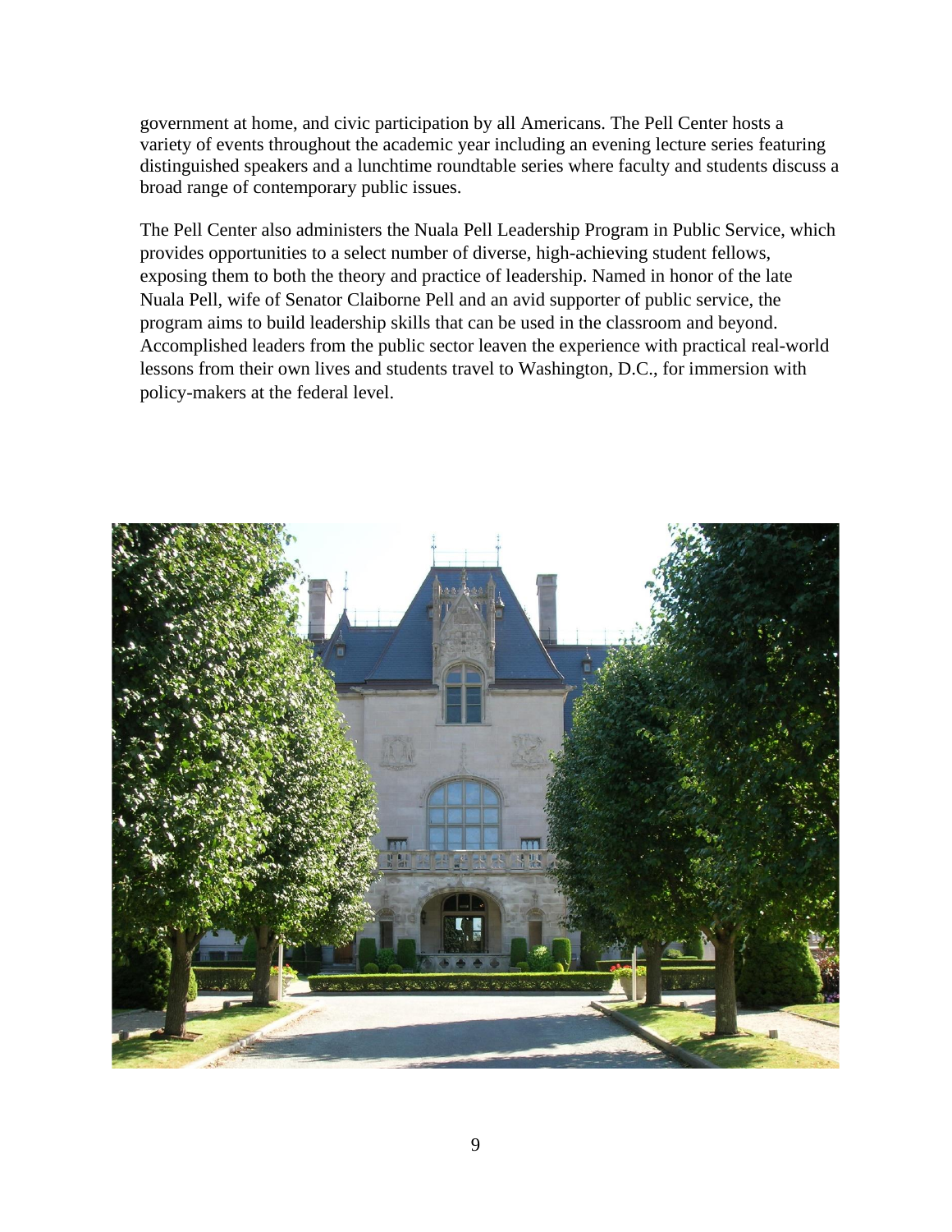government at home, and civic participation by all Americans. The Pell Center hosts a variety of events throughout the academic year including an evening lecture series featuring distinguished speakers and a lunchtime roundtable series where faculty and students discuss a broad range of contemporary public issues.

The Pell Center also administers the Nuala Pell Leadership Program in Public Service, which provides opportunities to a select number of diverse, high-achieving student fellows, exposing them to both the theory and practice of leadership. Named in honor of the late Nuala Pell, wife of Senator Claiborne Pell and an avid supporter of public service, the program aims to build leadership skills that can be used in the classroom and beyond. Accomplished leaders from the public sector leaven the experience with practical real-world lessons from their own lives and students travel to Washington, D.C., for immersion with policy-makers at the federal level.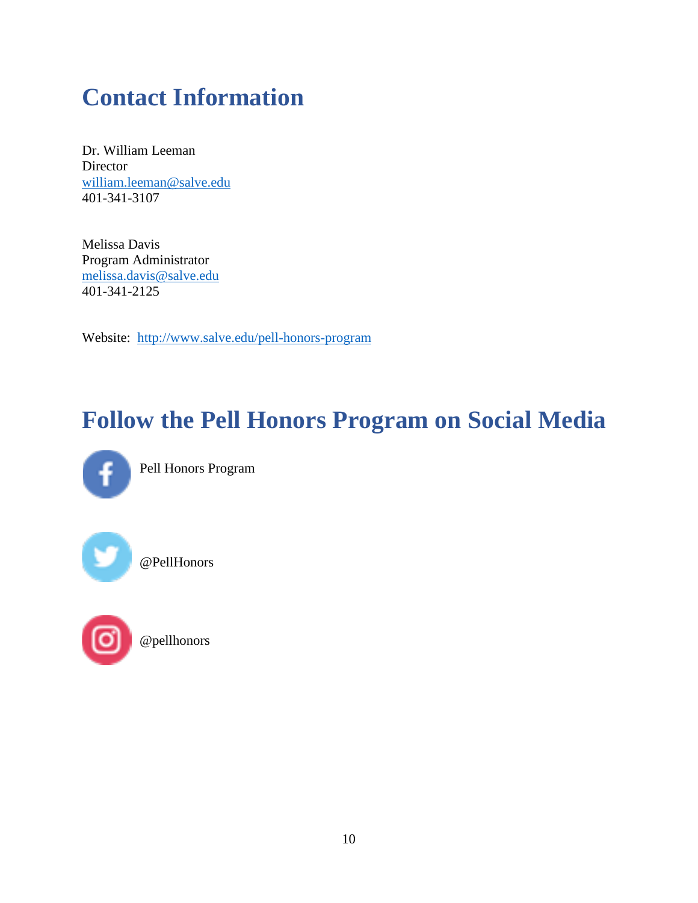# Contact Information

Dr. William Leeman  
Director  
william.leeman@salve.edu  
401-341-3107

Melissa Davis  
Program Administrator  
melissa.davis@salve.edu  
401-341-2125

Website: http://www.salve.edu/pell-honors-program

# Follow the Pell Honors Program on Social Media

Pell Honors Program

@PellHonors

@pellhonors